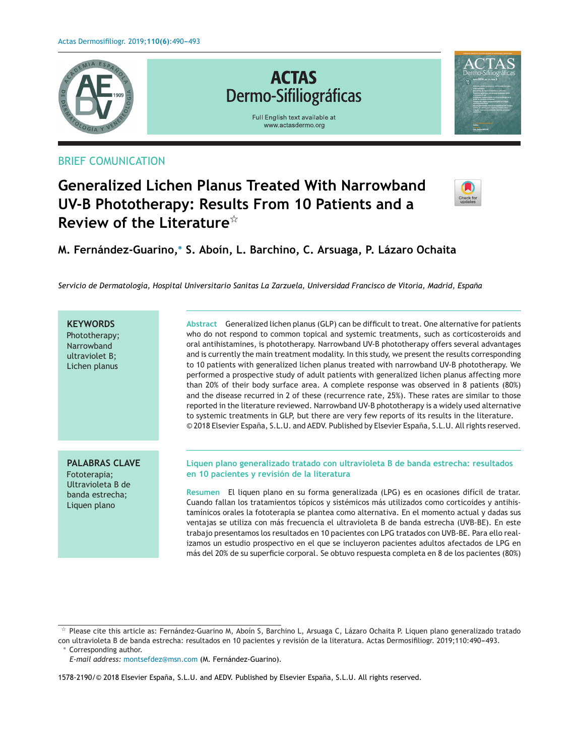BRIEF COMUNICATION

# Generalized Lichen Planus Treated With Narrowband UV-B Phototherapy: Results From 10 Patients and a Review of the Literature☆

**M. Fernández-Guarino,* S. Aboín, L. Barchino, C. Arsuaga, P. Lázaro Ochaita**

*Servicio de Dermatología, Hospital Universitario Sanitas La Zarzuela, Universidad Francisco de Vitoria, Madrid, España*

**KEYWORDS**
Phototherapy;
Narrowband ultraviolet B;
Lichen planus

**Abstract** Generalized lichen planus (GLP) can be difficult to treat. One alternative for patients who do not respond to common topical and systemic treatments, such as corticosteroids and oral antihistamines, is phototherapy. Narrowband UV-B phototherapy offers several advantages and is currently the main treatment modality. In this study, we present the results corresponding to 10 patients with generalized lichen planus treated with narrowband UV-B phototherapy. We performed a prospective study of adult patients with generalized lichen planus affecting more than 20% of their body surface area. A complete response was observed in 8 patients (80%) and the disease recurred in 2 of these (recurrence rate, 25%). These rates are similar to those reported in the literature reviewed. Narrowband UV-B phototherapy is a widely used alternative to systemic treatments in GLP, but there are very few reports of its results in the literature.
© 2018 Elsevier España, S.L.U. and AEDV. Published by Elsevier España, S.L.U. All rights reserved.

**PALABRAS CLAVE**
Fototerapia;
Ultravioleta B de banda estrecha;
Liquen plano

## Liquen plano generalizado tratado con ultravioleta B de banda estrecha: resultados en 10 pacientes y revisión de la literatura

**Resumen** El liquen plano en su forma generalizada (LPG) es en ocasiones difícil de tratar. Cuando fallan los tratamientos tópicos y sistémicos más utilizados como corticoides y antihistamínicos orales la fototerapia se plantea como alternativa. En el momento actual y dadas sus ventajas se utiliza con más frecuencia el ultravioleta B de banda estrecha (UVB-BE). En este trabajo presentamos los resultados en 10 pacientes con LPG tratados con UVB-BE. Para ello realizamos un estudio prospectivo en el que se incluyeron pacientes adultos afectados de LPG en más del 20% de su superficie corporal. Se obtuvo respuesta completa en 8 de los pacientes (80%)

☆ Please cite this article as: Fernández-Guarino M, Aboín S, Barchino L, Arsuaga C, Lázaro Ochaita P. Liquen plano generalizado tratado con ultravioleta B de banda estrecha: resultados en 10 pacientes y revisión de la literatura. Actas Dermosifiliogr. 2019;110:490–493.
\* Corresponding author.
*E-mail address:* montsefdez@msn.com (M. Fernández-Guarino).

1578-2190/© 2018 Elsevier España, S.L.U. and AEDV. Published by Elsevier España, S.L.U. All rights reserved.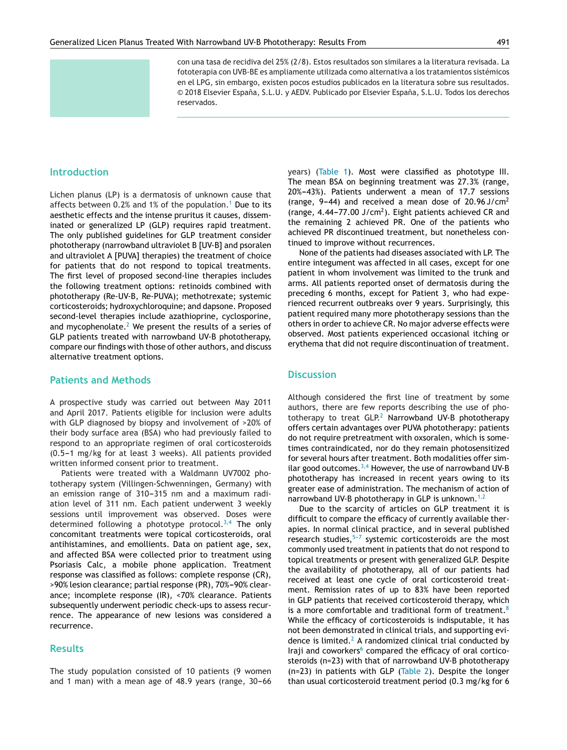con una tasa de recidiva del 25% (2/8). Estos resultados son similares a la literatura revisada. La fototerapia con UVB-BE es ampliamente utilizada como alternativa a los tratamientos sistémicos en el LPG, sin embargo, existen pocos estudios publicados en la literatura sobre sus resultados.
© 2018 Elsevier España, S.L.U. y AEDV. Publicado por Elsevier España, S.L.U. Todos los derechos reservados.

## Introduction

Lichen planus (LP) is a dermatosis of unknown cause that affects between 0.2% and 1% of the population.[1] Due to its aesthetic effects and the intense pruritus it causes, disseminated or generalized LP (GLP) requires rapid treatment. The only published guidelines for GLP treatment consider phototherapy (narrowband ultraviolet B [UV-B] and psoralen and ultraviolet A [PUVA] therapies) the treatment of choice for patients that do not respond to topical treatments. The first level of proposed second-line therapies includes the following treatment options: retinoids combined with phototherapy (Re-UV-B, Re-PUVA); methotrexate; systemic corticosteroids; hydroxychloroquine; and dapsone. Proposed second-level therapies include azathioprine, cyclosporine, and mycophenolate.[2] We present the results of a series of GLP patients treated with narrowband UV-B phototherapy, compare our findings with those of other authors, and discuss alternative treatment options.

## Patients and Methods

A prospective study was carried out between May 2011 and April 2017. Patients eligible for inclusion were adults with GLP diagnosed by biopsy and involvement of >20% of their body surface area (BSA) who had previously failed to respond to an appropriate regimen of oral corticosteroids (0.5–1 mg/kg for at least 3 weeks). All patients provided written informed consent prior to treatment.

Patients were treated with a Waldmann UV7002 phototherapy system (Villingen-Schwenningen, Germany) with an emission range of 310–315 nm and a maximum radiation level of 311 nm. Each patient underwent 3 weekly sessions until improvement was observed. Doses were determined following a phototype protocol.[3,4] The only concomitant treatments were topical corticosteroids, oral antihistamines, and emollients. Data on patient age, sex, and affected BSA were collected prior to treatment using Psoriasis Calc, a mobile phone application. Treatment response was classified as follows: complete response (CR), >90% lesion clearance; partial response (PR), 70%–90% clearance; incomplete response (IR), <70% clearance. Patients subsequently underwent periodic check-ups to assess recurrence. The appearance of new lesions was considered a recurrence.

## Results

The study population consisted of 10 patients (9 women and 1 man) with a mean age of 48.9 years (range, 30–66 years) (Table 1). Most were classified as phototype III. The mean BSA on beginning treatment was 27.3% (range, 20%–43%). Patients underwent a mean of 17.7 sessions (range, 9–44) and received a mean dose of 20.96 J/cm$^2$ (range, 4.44–77.00 J/cm$^2$). Eight patients achieved CR and the remaining 2 achieved PR. One of the patients who achieved PR discontinued treatment, but nonetheless continued to improve without recurrences.

None of the patients had diseases associated with LP. The entire integument was affected in all cases, except for one patient in whom involvement was limited to the trunk and arms. All patients reported onset of dermatosis during the preceding 6 months, except for Patient 3, who had experienced recurrent outbreaks over 9 years. Surprisingly, this patient required many more phototherapy sessions than the others in order to achieve CR. No major adverse effects were observed. Most patients experienced occasional itching or erythema that did not require discontinuation of treatment.

## Discussion

Although considered the first line of treatment by some authors, there are few reports describing the use of phototherapy to treat GLP.[2] Narrowband UV-B phototherapy offers certain advantages over PUVA phototherapy: patients do not require pretreatment with oxsoralen, which is sometimes contraindicated, nor do they remain photosensitized for several hours after treatment. Both modalities offer similar good outcomes.[3,4] However, the use of narrowband UV-B phototherapy has increased in recent years owing to its greater ease of administration. The mechanism of action of narrowband UV-B phototherapy in GLP is unknown.[1,2]

Due to the scarcity of articles on GLP treatment it is difficult to compare the efficacy of currently available therapies. In normal clinical practice, and in several published research studies,[5–7] systemic corticosteroids are the most commonly used treatment in patients that do not respond to topical treatments or present with generalized GLP. Despite the availability of phototherapy, all of our patients had received at least one cycle of oral corticosteroid treatment. Remission rates of up to 83% have been reported in GLP patients that received corticosteroid therapy, which is a more comfortable and traditional form of treatment.[8] While the efficacy of corticosteroids is indisputable, it has not been demonstrated in clinical trials, and supporting evidence is limited.[2] A randomized clinical trial conducted by Iraji and coworkers[6] compared the efficacy of oral corticosteroids (n=23) with that of narrowband UV-B phototherapy (n=23) in patients with GLP (Table 2). Despite the longer than usual corticosteroid treatment period (0.3 mg/kg for 6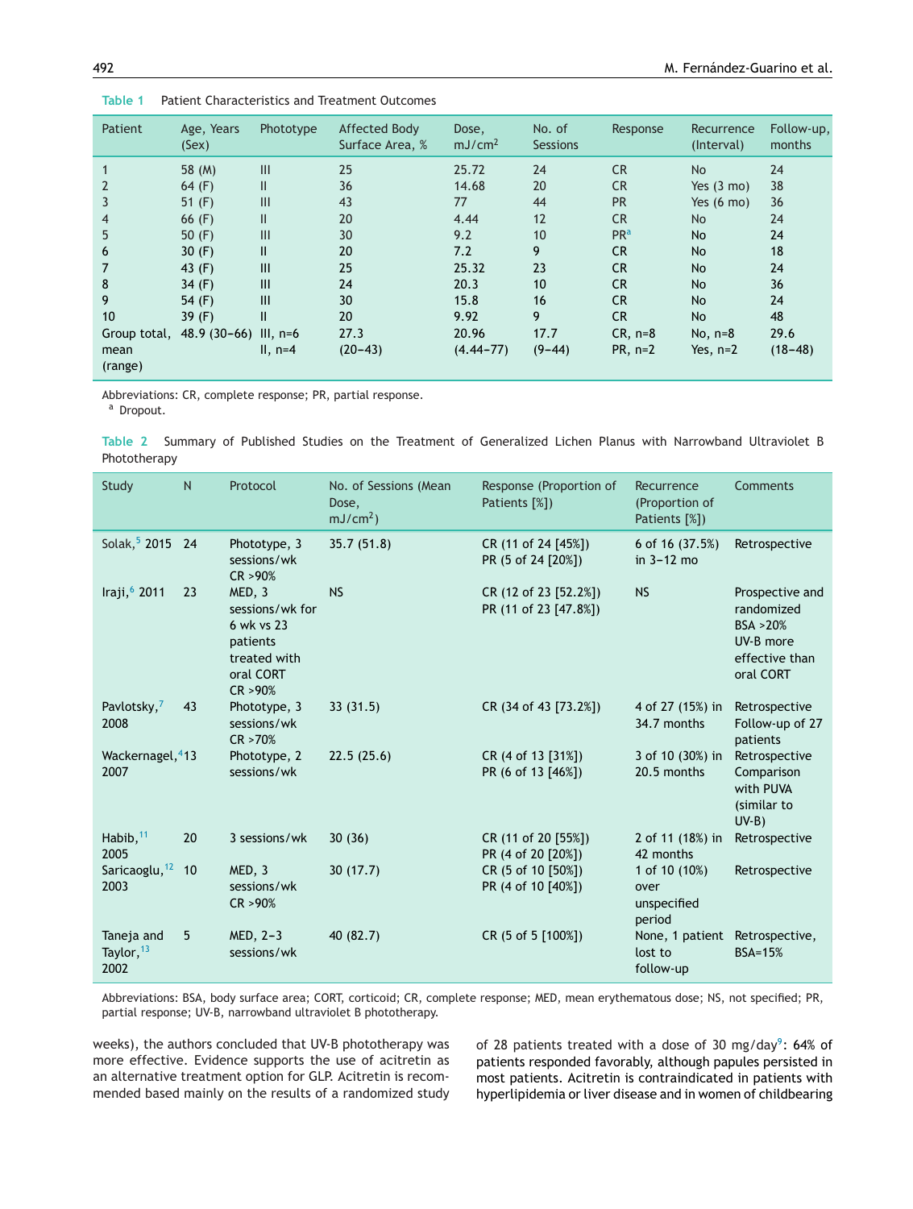**Table 1** Patient Characteristics and Treatment Outcomes

| Patient | Age, Years (Sex) | Phototype | Affected Body Surface Area, % | Dose, mJ/cm$^2$ | No. of Sessions | Response | Recurrence (Interval) | Follow-up, months |
|---|---|---|---|---|---|---|---|---|
| 1 | 58 (M) | III | 25 | 25.72 | 24 | CR | No | 24 |
| 2 | 64 (F) | II | 36 | 14.68 | 20 | CR | Yes (3 mo) | 38 |
| 3 | 51 (F) | III | 43 | 77 | 44 | PR | Yes (6 mo) | 36 |
| 4 | 66 (F) | II | 20 | 4.44 | 12 | CR | No | 24 |
| 5 | 50 (F) | III | 30 | 9.2 | 10 | PR[a] | No | 24 |
| 6 | 30 (F) | II | 20 | 7.2 | 9 | CR | No | 18 |
| 7 | 43 (F) | III | 25 | 25.32 | 23 | CR | No | 24 |
| 8 | 34 (F) | III | 24 | 20.3 | 10 | CR | No | 36 |
| 9 | 54 (F) | III | 30 | 15.8 | 16 | CR | No | 24 |
| 10 | 39 (F) | II | 20 | 9.92 | 9 | CR | No | 48 |
| Group total, mean (range) | 48.9 (30–66) | III, n=6<br>II, n=4 | 27.3 (20–43) | 20.96 (4.44–77) | 17.7 (9–44) | CR, n=8<br>PR, n=2 | No, n=8<br>Yes, n=2 | 29.6 (18–48) |

Abbreviations: CR, complete response; PR, partial response.
[a] Dropout.

**Table 2** Summary of Published Studies on the Treatment of Generalized Lichen Planus with Narrowband Ultraviolet B Phototherapy

| Study | N | Protocol | No. of Sessions (Mean Dose, mJ/cm$^2$) | Response (Proportion of Patients [%]) | Recurrence (Proportion of Patients [%]) | Comments |
|---|---|---|---|---|---|---|
| Solak,[5] 2015 | 24 | Phototype, 3 sessions/wk<br>CR >90% | 35.7 (51.8) | CR (11 of 24 [45%])<br>PR (5 of 24 [20%]) | 6 of 16 (37.5%) in 3–12 mo | Retrospective |
| Iraji,[6] 2011 | 23 | MED, 3 sessions/wk for 6 wk vs 23 patients treated with oral CORT<br>CR >90% | NS | CR (12 of 23 [52.2%])<br>PR (11 of 23 [47.8%]) | NS | Prospective and randomized<br>BSA >20%<br>UV-B more effective than oral CORT |
| Pavlotsky,[7] 2008 | 43 | Phototype, 3 sessions/wk<br>CR >70% | 33 (31.5) | CR (34 of 43 [73.2%]) | 4 of 27 (15%) in 34.7 months | Retrospective<br>Follow-up of 27 patients |
| Wackernagel,[4] 2007 | 13 | Phototype, 2 sessions/wk | 22.5 (25.6) | CR (4 of 13 [31%])<br>PR (6 of 13 [46%]) | 3 of 10 (30%) in 20.5 months | Retrospective<br>Comparison with PUVA (similar to UV-B) |
| Habib,[11] 2005 | 20 | 3 sessions/wk | 30 (36) | CR (11 of 20 [55%])<br>PR (4 of 20 [20%]) | 2 of 11 (18%) in 42 months | Retrospective |
| Saricaoglu,[12] 2003 | 10 | MED, 3 sessions/wk<br>CR >90% | 30 (17.7) | CR (5 of 10 [50%])<br>PR (4 of 10 [40%]) | 1 of 10 (10%) over unspecified period | Retrospective |
| Taneja and Taylor,[13] 2002 | 5 | MED, 2–3 sessions/wk | 40 (82.7) | CR (5 of 5 [100%]) | None, 1 patient lost to follow-up | Retrospective, BSA=15% |

Abbreviations: BSA, body surface area; CORT, corticoid; CR, complete response; MED, mean erythematous dose; NS, not specified; PR, partial response; UV-B, narrowband ultraviolet B phototherapy.

weeks), the authors concluded that UV-B phototherapy was more effective. Evidence supports the use of acitretin as an alternative treatment option for GLP. Acitretin is recommended based mainly on the results of a randomized study of 28 patients treated with a dose of 30 mg/day[9]: 64% of patients responded favorably, although papules persisted in most patients. Acitretin is contraindicated in patients with hyperlipidemia or liver disease and in women of childbearing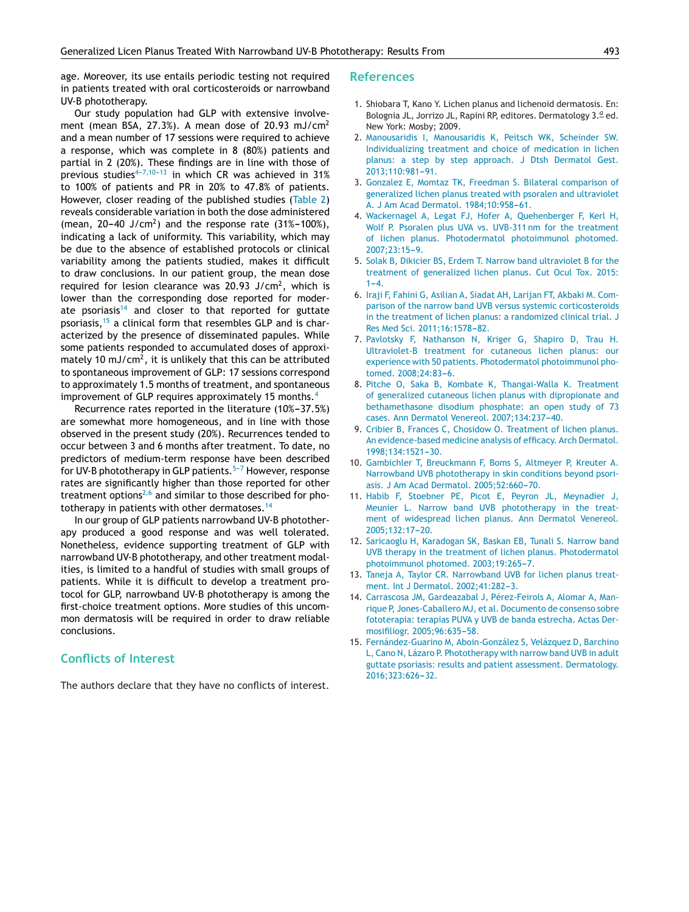age. Moreover, its use entails periodic testing not required in patients treated with oral corticosteroids or narrowband UV-B phototherapy.

Our study population had GLP with extensive involvement (mean BSA, 27.3%). A mean dose of 20.93 mJ/cm$^2$ and a mean number of 17 sessions were required to achieve a response, which was complete in 8 (80%) patients and partial in 2 (20%). These findings are in line with those of previous studies[4–7,10–13] in which CR was achieved in 31% to 100% of patients and PR in 20% to 47.8% of patients. However, closer reading of the published studies (Table 2) reveals considerable variation in both the dose administered (mean, 20–40 J/cm$^2$) and the response rate (31%–100%), indicating a lack of uniformity. This variability, which may be due to the absence of established protocols or clinical variability among the patients studied, makes it difficult to draw conclusions. In our patient group, the mean dose required for lesion clearance was 20.93 J/cm$^2$, which is lower than the corresponding dose reported for moderate psoriasis[14] and closer to that reported for guttate psoriasis,[15] a clinical form that resembles GLP and is characterized by the presence of disseminated papules. While some patients responded to accumulated doses of approximately 10 mJ/cm$^2$, it is unlikely that this can be attributed to spontaneous improvement of GLP: 17 sessions correspond to approximately 1.5 months of treatment, and spontaneous improvement of GLP requires approximately 15 months.[4]

Recurrence rates reported in the literature (10%–37.5%) are somewhat more homogeneous, and in line with those observed in the present study (20%). Recurrences tended to occur between 3 and 6 months after treatment. To date, no predictors of medium-term response have been described for UV-B phototherapy in GLP patients.[5–7] However, response rates are significantly higher than those reported for other treatment options[2,6] and similar to those described for phototherapy in patients with other dermatoses.[14]

In our group of GLP patients narrowband UV-B phototherapy produced a good response and was well tolerated. Nonetheless, evidence supporting treatment of GLP with narrowband UV-B phototherapy, and other treatment modalities, is limited to a handful of studies with small groups of patients. While it is difficult to develop a treatment protocol for GLP, narrowband UV-B phototherapy is among the first-choice treatment options. More studies of this uncommon dermatosis will be required in order to draw reliable conclusions.

## Conflicts of Interest

The authors declare that they have no conflicts of interest.

## References

1. Shiobara T, Kano Y. Lichen planus and lichenoid dermatosis. En: Bolognia JL, Jorrizo JL, Rapini RP, editores. Dermatology 3.º ed. New York: Mosby; 2009.
2. Manousaridis I, Manousaridis K, Peitsch WK, Scheinder SW. Individualizing treatment and choice of medication in lichen planus: a step by step approach. J Dtsh Dermatol Gest. 2013;110:981–91.
3. Gonzalez E, Momtaz TK, Freedman S. Bilateral comparison of generalized lichen planus treated with psoralen and ultraviolet A. J Am Acad Dermatol. 1984;10:958–61.
4. Wackernagel A, Legat FJ, Hofer A, Quehenberger F, Kerl H, Wolf P. Psoralen plus UVA vs. UVB-311 nm for the treatment of lichen planus. Photodermatol photoimmunol photomed. 2007;23:15–9.
5. Solak B, Dikicier BS, Erdem T. Narrow band ultraviolet B for the treatment of generalized lichen planus. Cut Ocul Tox. 2015: 1–4.
6. Iraji F, Fahini G, Asilian A, Siadat AH, Larijan FT, Akbaki M. Comparison of the narrow band UVB versus systemic corticosteroids in the treatment of lichen planus: a randomized clinical trial. J Res Med Sci. 2011;16:1578–82.
7. Pavlotsky F, Nathanson N, Kriger G, Shapiro D, Trau H. Ultraviolet-B treatment for cutaneous lichen planus: our experience with 50 patients. Photodermatol photoimmunol photomed. 2008;24:83–6.
8. Pitche O, Saka B, Kombate K, Thangai-Walla K. Treatment of generalized cutaneous lichen planus with dipropionate and bethamethasone disodium phosphate: an open study of 73 cases. Ann Dermatol Venereol. 2007;134:237–40.
9. Cribier B, Frances C, Chosidow O. Treatment of lichen planus. An evidence-based medicine analysis of efficacy. Arch Dermatol. 1998;134:1521–30.
10. Gambichler T, Breuckmann F, Boms S, Altmeyer P, Kreuter A. Narrowband UVB phototherapy in skin conditions beyond psoriasis. J Am Acad Dermatol. 2005;52:660–70.
11. Habib F, Stoebner PE, Picot E, Peyron JL, Meynadier J, Meunier L. Narrow band UVB phototherapy in the treatment of widespread lichen planus. Ann Dermatol Venereol. 2005;132:17–20.
12. Saricaoglu H, Karadogan SK, Baskan EB, Tunali S. Narrow band UVB therapy in the treatment of lichen planus. Photodermatol photoimmunol photomed. 2003;19:265–7.
13. Taneja A, Taylor CR. Narrowband UVB for lichen planus treatment. Int J Dermatol. 2002;41:282–3.
14. Carrascosa JM, Gardeazabal J, Pérez-Feirols A, Alomar A, Manrique P, Jones-Caballero MJ, et al. Documento de consenso sobre fototerapia: terapias PUVA y UVB de banda estrecha. Actas Dermosifiliogr. 2005;96:635–58.
15. Fernández-Guarino M, Aboin-González S, Velázquez D, Barchino L, Cano N, Lázaro P. Phototherapy with narrow band UVB in adult guttate psoriasis: results and patient assessment. Dermatology. 2016;323:626–32.